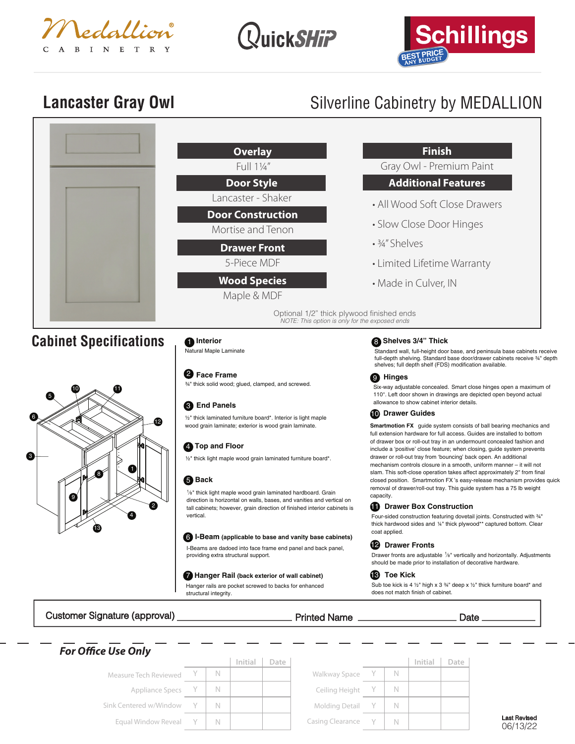Medallion® CABINETRY | QuickSHiP | Schillings BEST PRICE ANY BUDGET

# Lancaster Gray Owl

## Silverline Cabinetry by MEDALLION

**Overlay**
Full 1¼"

**Door Style**
Lancaster - Shaker

**Door Construction**
Mortise and Tenon

**Drawer Front**
5-Piece MDF

**Wood Species**
Maple & MDF

**Finish**
Gray Owl - Premium Paint

**Additional Features**

- All Wood Soft Close Drawers
- Slow Close Door Hinges
- ¾" Shelves
- Limited Lifetime Warranty
- Made in Culver, IN

Optional 1/2" thick plywood finished ends
*NOTE: This option is only for the exposed ends*

## Cabinet Specifications

**1 Interior**
Natural Maple Laminate

**2 Face Frame**
¾" thick solid wood; glued, clamped, and screwed.

**3 End Panels**
½" thick laminated furniture board*. Interior is light maple wood grain laminate; exterior is wood grain laminate.

**4 Top and Floor**
½" thick light maple wood grain laminated furniture board*.

**5 Back**
⅛" thick light maple wood grain laminated hardboard. Grain direction is horizontal on walls, bases, and vanities and vertical on tall cabinets; however, grain direction of finished interior cabinets is vertical.

**6 I-Beam (applicable to base and vanity base cabinets)**
I-Beams are dadoed into face frame end panel and back panel, providing extra structural support.

**7 Hanger Rail (back exterior of wall cabinet)**
Hanger rails are pocket screwed to backs for enhanced structural integrity.

**8 Shelves 3/4" Thick**
Standard wall, full-height door base, and peninsula base cabinets receive full-depth shelving. Standard base door/drawer cabinets receive ¾" depth shelves; full depth shelf (FDS) modification available.

**9 Hinges**
Six-way adjustable concealed. Smart close hinges open a maximum of 110°. Left door shown in drawings are depicted open beyond actual allowance to show cabinet interior details.

**10 Drawer Guides**
**Smartmotion FX** guide system consists of ball bearing mechanics and full extension hardware for full access. Guides are installed to bottom of drawer box or roll-out tray in an undermount concealed fashion and include a 'positive' close feature; when closing, guide system prevents drawer or roll-out tray from 'bouncing' back open. An additional mechanism controls closure in a smooth, uniform manner – it will not slam. This soft-close operation takes affect approximately 2" from final closed position. Smartmotion FX 's easy-release mechanism provides quick removal of drawer/roll-out tray. This guide system has a 75 lb weight capacity.

**11 Drawer Box Construction**
Four-sided construction featuring dovetail joints. Constructed with ¾" thick hardwood sides and ¼" thick plywood** captured bottom. Clear coat applied.

**12 Drawer Fronts**
Drawer fronts are adjustable ⅛" vertically and horizontally. Adjustments should be made prior to installation of decorative hardware.

**13 Toe Kick**
Sub toe kick is 4 ½" high x 3 ¾" deep x ½" thick furniture board* and does not match finish of cabinet.

Customer Signature (approval) ____________________ Printed Name ____________________ Date __________

### *For Office Use Only*

| | | | Initial | Date |
|---|---|---|---|---|
| Measure Tech Reviewed | Y | N | | |
| Appliance Specs | Y | N | | |
| Sink Centered w/Window | Y | N | | |
| Equal Window Reveal | Y | N | | |

| | | | Initial | Date |
|---|---|---|---|---|
| Walkway Space | Y | N | | |
| Ceiling Height | Y | N | | |
| Molding Detail | Y | N | | |
| Casing Clearance | Y | N | | |

Last Revised
06/13/22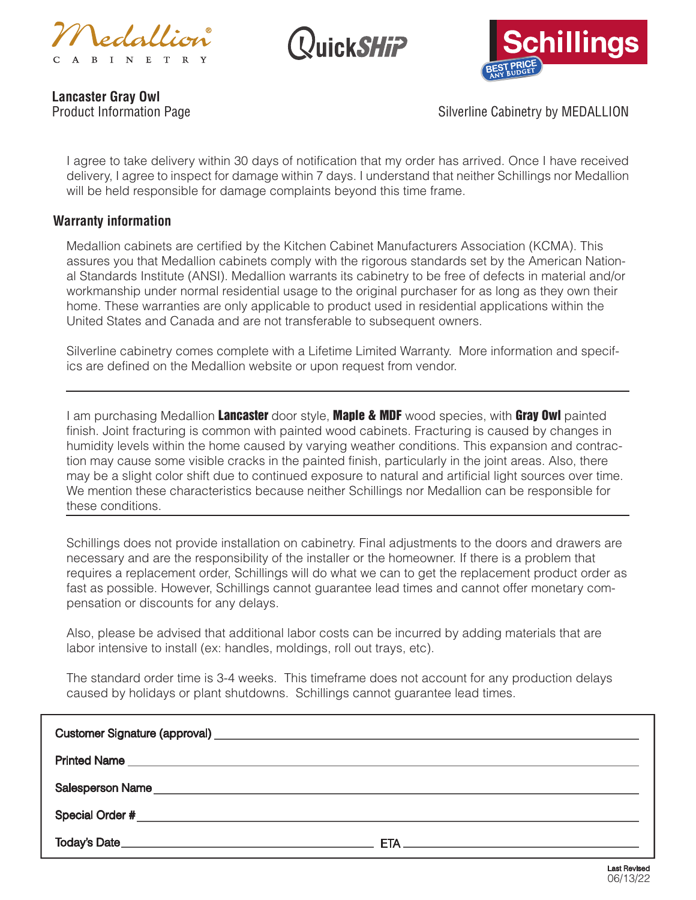Medallion® CABINETRY

QuickSHiP

Schillings BEST PRICE ANY BUDGET

**Lancaster Gray Owl**
Product Information Page

Silverline Cabinetry by MEDALLION

I agree to take delivery within 30 days of notification that my order has arrived. Once I have received delivery, I agree to inspect for damage within 7 days. I understand that neither Schillings nor Medallion will be held responsible for damage complaints beyond this time frame.

## Warranty information

Medallion cabinets are certified by the Kitchen Cabinet Manufacturers Association (KCMA). This assures you that Medallion cabinets comply with the rigorous standards set by the American National Standards Institute (ANSI). Medallion warrants its cabinetry to be free of defects in material and/or workmanship under normal residential usage to the original purchaser for as long as they own their home. These warranties are only applicable to product used in residential applications within the United States and Canada and are not transferable to subsequent owners.

Silverline cabinetry comes complete with a Lifetime Limited Warranty. More information and specifics are defined on the Medallion website or upon request from vendor.

---

I am purchasing Medallion **Lancaster** door style, **Maple & MDF** wood species, with **Gray Owl** painted finish. Joint fracturing is common with painted wood cabinets. Fracturing is caused by changes in humidity levels within the home caused by varying weather conditions. This expansion and contraction may cause some visible cracks in the painted finish, particularly in the joint areas. Also, there may be a slight color shift due to continued exposure to natural and artificial light sources over time. We mention these characteristics because neither Schillings nor Medallion can be responsible for these conditions.

---

Schillings does not provide installation on cabinetry. Final adjustments to the doors and drawers are necessary and are the responsibility of the installer or the homeowner. If there is a problem that requires a replacement order, Schillings will do what we can to get the replacement product order as fast as possible. However, Schillings cannot guarantee lead times and cannot offer monetary compensation or discounts for any delays.

Also, please be advised that additional labor costs can be incurred by adding materials that are labor intensive to install (ex: handles, moldings, roll out trays, etc).

The standard order time is 3-4 weeks. This timeframe does not account for any production delays caused by holidays or plant shutdowns. Schillings cannot guarantee lead times.

Customer Signature (approval) ______________________

Printed Name ______________________

Salesperson Name ______________________

Special Order # ______________________

Today's Date ______________________ ETA ______________________

Last Revised 06/13/22